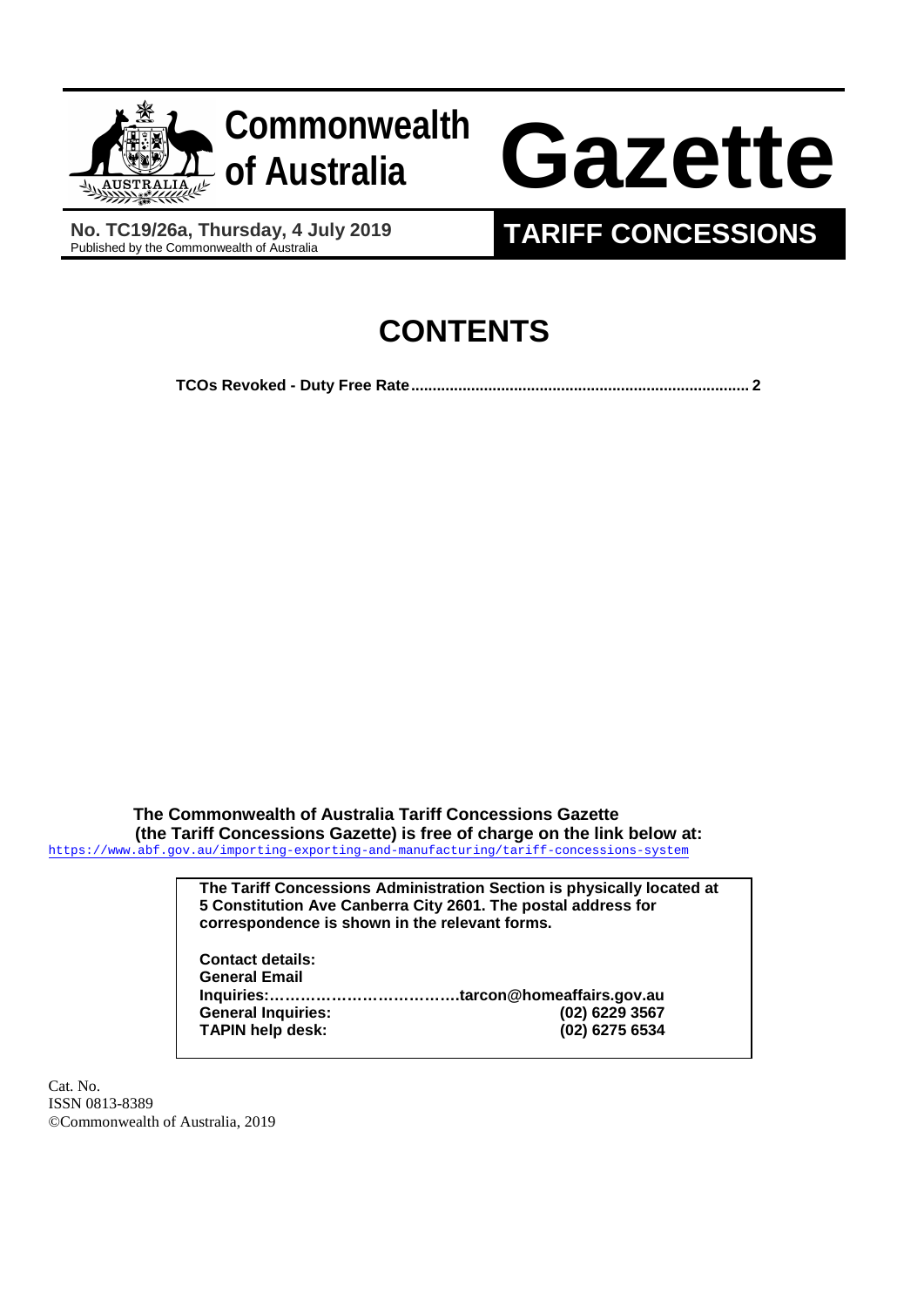# Commonwealth of Australia Gazette

**No. TC19/26a, Thursday, 4 July 2019**
Published by the Commonwealth of Australia

**TARIFF CONCESSIONS**

# CONTENTS

**TCOs Revoked - Duty Free Rate.............................................................................. 2**

**The Commonwealth of Australia Tariff Concessions Gazette (the Tariff Concessions Gazette) is free of charge on the link below at:**
https://www.abf.gov.au/importing-exporting-and-manufacturing/tariff-concessions-system

**The Tariff Concessions Administration Section is physically located at 5 Constitution Ave Canberra City 2601. The postal address for correspondence is shown in the relevant forms.**

**Contact details:**
**General Email Inquiries:……………………………….tarcon@homeaffairs.gov.au**
**General Inquiries: (02) 6229 3567**
**TAPIN help desk: (02) 6275 6534**

Cat. No.
ISSN 0813-8389
©Commonwealth of Australia, 2019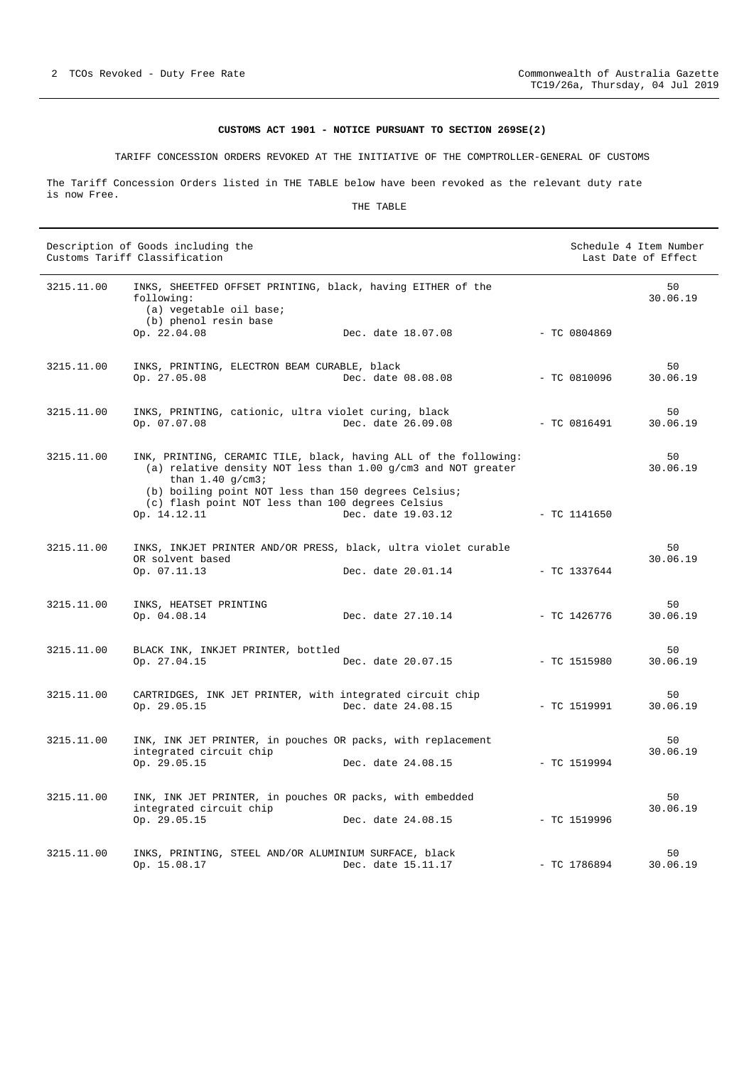**CUSTOMS ACT 1901 - NOTICE PURSUANT TO SECTION 269SE(2)**

TARIFF CONCESSION ORDERS REVOKED AT THE INITIATIVE OF THE COMPTROLLER-GENERAL OF CUSTOMS

The Tariff Concession Orders listed in THE TABLE below have been revoked as the relevant duty rate is now Free.

THE TABLE

| Description of Goods including the Customs Tariff Classification | | | | Schedule 4 Item Number Last Date of Effect |
|---|---|---|---|---|
| 3215.11.00 | INKS, SHEETFED OFFSET PRINTING, black, having EITHER of the following:<br>(a) vegetable oil base;<br>(b) phenol resin base<br>Op. 22.04.08 | Dec. date 18.07.08 | - TC 0804869 | 50<br>30.06.19 |
| 3215.11.00 | INKS, PRINTING, ELECTRON BEAM CURABLE, black<br>Op. 27.05.08 | Dec. date 08.08.08 | - TC 0810096 | 50<br>30.06.19 |
| 3215.11.00 | INKS, PRINTING, cationic, ultra violet curing, black<br>Op. 07.07.08 | Dec. date 26.09.08 | - TC 0816491 | 50<br>30.06.19 |
| 3215.11.00 | INK, PRINTING, CERAMIC TILE, black, having ALL of the following:<br>(a) relative density NOT less than 1.00 g/cm3 and NOT greater than 1.40 g/cm3;<br>(b) boiling point NOT less than 150 degrees Celsius;<br>(c) flash point NOT less than 100 degrees Celsius<br>Op. 14.12.11 | Dec. date 19.03.12 | - TC 1141650 | 50<br>30.06.19 |
| 3215.11.00 | INKS, INKJET PRINTER AND/OR PRESS, black, ultra violet curable OR solvent based<br>Op. 07.11.13 | Dec. date 20.01.14 | - TC 1337644 | 50<br>30.06.19 |
| 3215.11.00 | INKS, HEATSET PRINTING<br>Op. 04.08.14 | Dec. date 27.10.14 | - TC 1426776 | 50<br>30.06.19 |
| 3215.11.00 | BLACK INK, INKJET PRINTER, bottled<br>Op. 27.04.15 | Dec. date 20.07.15 | - TC 1515980 | 50<br>30.06.19 |
| 3215.11.00 | CARTRIDGES, INK JET PRINTER, with integrated circuit chip<br>Op. 29.05.15 | Dec. date 24.08.15 | - TC 1519991 | 50<br>30.06.19 |
| 3215.11.00 | INK, INK JET PRINTER, in pouches OR packs, with replacement integrated circuit chip<br>Op. 29.05.15 | Dec. date 24.08.15 | - TC 1519994 | 50<br>30.06.19 |
| 3215.11.00 | INK, INK JET PRINTER, in pouches OR packs, with embedded integrated circuit chip<br>Op. 29.05.15 | Dec. date 24.08.15 | - TC 1519996 | 50<br>30.06.19 |
| 3215.11.00 | INKS, PRINTING, STEEL AND/OR ALUMINIUM SURFACE, black<br>Op. 15.08.17 | Dec. date 15.11.17 | - TC 1786894 | 50<br>30.06.19 |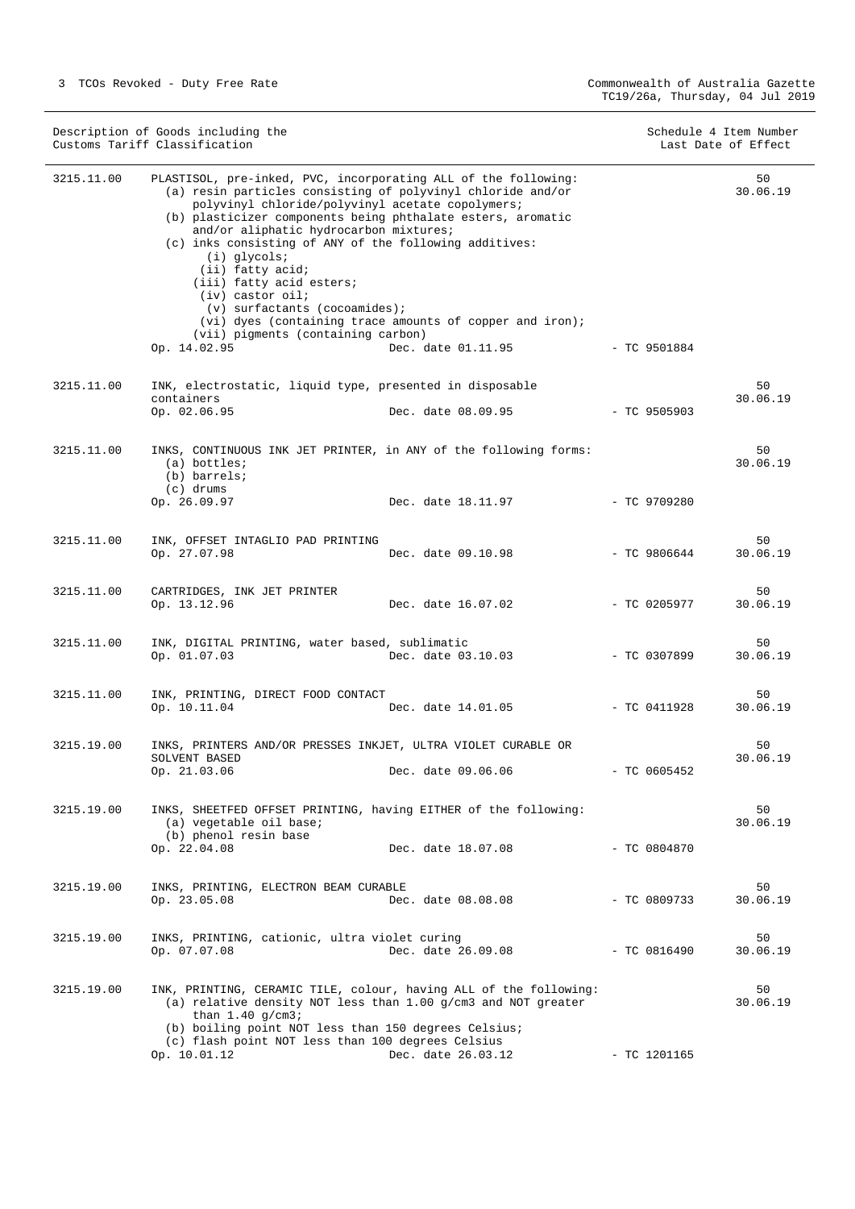| Description of Goods including the Customs Tariff Classification | | | Schedule 4 Item Number Last Date of Effect |
|---|---|---|---|
| 3215.11.00 | PLASTISOL, pre-inked, PVC, incorporating ALL of the following:<br>(a) resin particles consisting of polyvinyl chloride and/or polyvinyl chloride/polyvinyl acetate copolymers;<br>(b) plasticizer components being phthalate esters, aromatic and/or aliphatic hydrocarbon mixtures;<br>(c) inks consisting of ANY of the following additives:<br>(i) glycols;<br>(ii) fatty acid;<br>(iii) fatty acid esters;<br>(iv) castor oil;<br>(v) surfactants (cocoamides);<br>(vi) dyes (containing trace amounts of copper and iron);<br>(vii) pigments (containing carbon)<br>Op. 14.02.95 Dec. date 01.11.95 | - TC 9501884 | 50<br>30.06.19 |
| 3215.11.00 | INK, electrostatic, liquid type, presented in disposable containers<br>Op. 02.06.95 Dec. date 08.09.95 | - TC 9505903 | 50<br>30.06.19 |
| 3215.11.00 | INKS, CONTINUOUS INK JET PRINTER, in ANY of the following forms:<br>(a) bottles;<br>(b) barrels;<br>(c) drums<br>Op. 26.09.97 Dec. date 18.11.97 | - TC 9709280 | 50<br>30.06.19 |
| 3215.11.00 | INK, OFFSET INTAGLIO PAD PRINTING<br>Op. 27.07.98 Dec. date 09.10.98 | - TC 9806644 | 50<br>30.06.19 |
| 3215.11.00 | CARTRIDGES, INK JET PRINTER<br>Op. 13.12.96 Dec. date 16.07.02 | - TC 0205977 | 50<br>30.06.19 |
| 3215.11.00 | INK, DIGITAL PRINTING, water based, sublimatic<br>Op. 01.07.03 Dec. date 03.10.03 | - TC 0307899 | 50<br>30.06.19 |
| 3215.11.00 | INK, PRINTING, DIRECT FOOD CONTACT<br>Op. 10.11.04 Dec. date 14.01.05 | - TC 0411928 | 50<br>30.06.19 |
| 3215.19.00 | INKS, PRINTERS AND/OR PRESSES INKJET, ULTRA VIOLET CURABLE OR SOLVENT BASED<br>Op. 21.03.06 Dec. date 09.06.06 | - TC 0605452 | 50<br>30.06.19 |
| 3215.19.00 | INKS, SHEETFED OFFSET PRINTING, having EITHER of the following:<br>(a) vegetable oil base;<br>(b) phenol resin base<br>Op. 22.04.08 Dec. date 18.07.08 | - TC 0804870 | 50<br>30.06.19 |
| 3215.19.00 | INKS, PRINTING, ELECTRON BEAM CURABLE<br>Op. 23.05.08 Dec. date 08.08.08 | - TC 0809733 | 50<br>30.06.19 |
| 3215.19.00 | INKS, PRINTING, cationic, ultra violet curing<br>Op. 07.07.08 Dec. date 26.09.08 | - TC 0816490 | 50<br>30.06.19 |
| 3215.19.00 | INK, PRINTING, CERAMIC TILE, colour, having ALL of the following:<br>(a) relative density NOT less than 1.00 g/cm3 and NOT greater than 1.40 g/cm3;<br>(b) boiling point NOT less than 150 degrees Celsius;<br>(c) flash point NOT less than 100 degrees Celsius<br>Op. 10.01.12 Dec. date 26.03.12 | - TC 1201165 | 50<br>30.06.19 |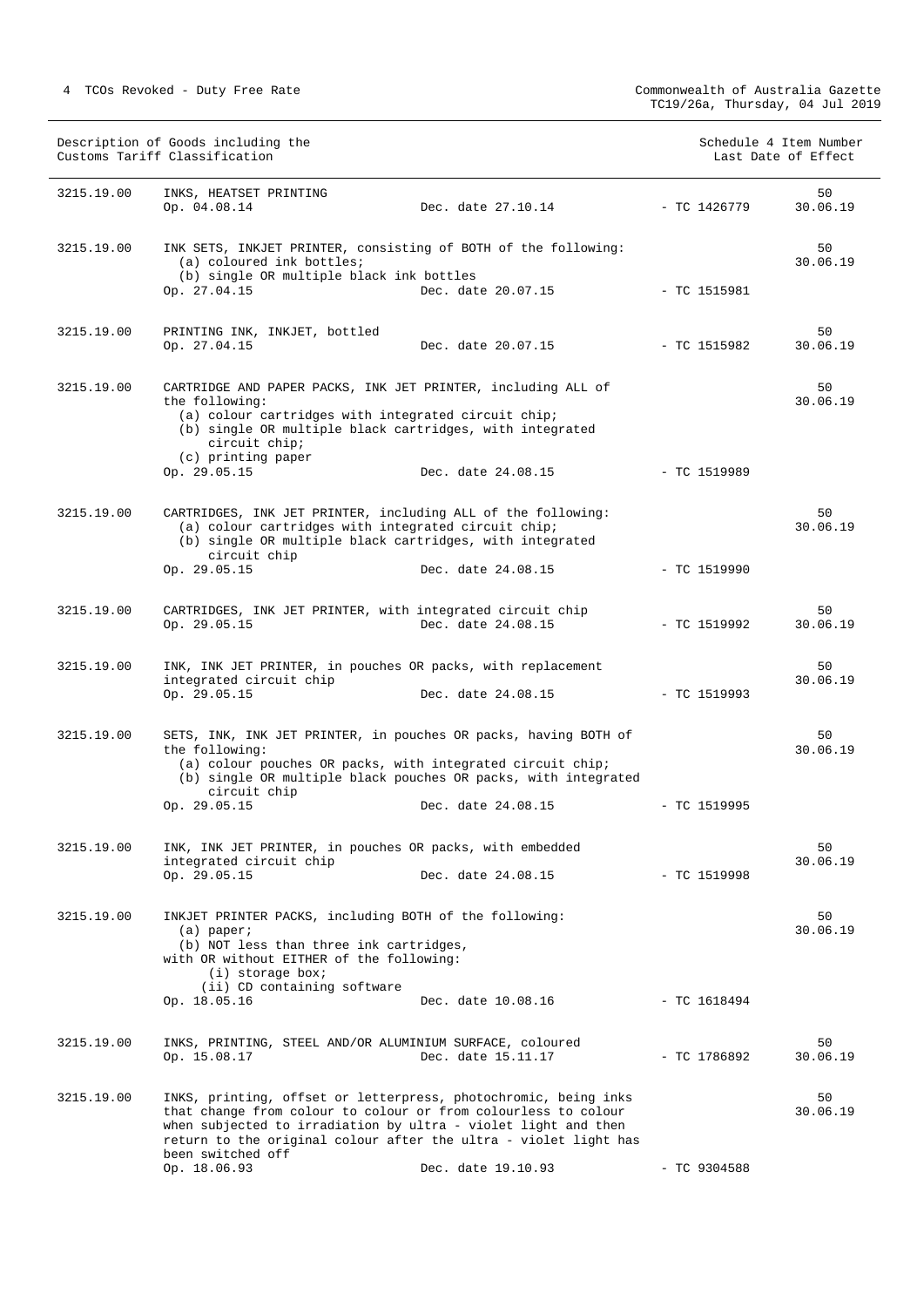| Description of Goods including the Customs Tariff Classification | | | | Schedule 4 Item Number Last Date of Effect |
|---|---|---|---|---|
| 3215.19.00 | INKS, HEATSET PRINTING<br>Op. 04.08.14 | Dec. date 27.10.14 | - TC 1426779 | 50<br>30.06.19 |
| 3215.19.00 | INK SETS, INKJET PRINTER, consisting of BOTH of the following:<br>(a) coloured ink bottles;<br>(b) single OR multiple black ink bottles<br>Op. 27.04.15 | Dec. date 20.07.15 | - TC 1515981 | 50<br>30.06.19 |
| 3215.19.00 | PRINTING INK, INKJET, bottled<br>Op. 27.04.15 | Dec. date 20.07.15 | - TC 1515982 | 50<br>30.06.19 |
| 3215.19.00 | CARTRIDGE AND PAPER PACKS, INK JET PRINTER, including ALL of the following:<br>(a) colour cartridges with integrated circuit chip;<br>(b) single OR multiple black cartridges, with integrated circuit chip;<br>(c) printing paper<br>Op. 29.05.15 | Dec. date 24.08.15 | - TC 1519989 | 50<br>30.06.19 |
| 3215.19.00 | CARTRIDGES, INK JET PRINTER, including ALL of the following:<br>(a) colour cartridges with integrated circuit chip;<br>(b) single OR multiple black cartridges, with integrated circuit chip<br>Op. 29.05.15 | Dec. date 24.08.15 | - TC 1519990 | 50<br>30.06.19 |
| 3215.19.00 | CARTRIDGES, INK JET PRINTER, with integrated circuit chip<br>Op. 29.05.15 | Dec. date 24.08.15 | - TC 1519992 | 50<br>30.06.19 |
| 3215.19.00 | INK, INK JET PRINTER, in pouches OR packs, with replacement integrated circuit chip<br>Op. 29.05.15 | Dec. date 24.08.15 | - TC 1519993 | 50<br>30.06.19 |
| 3215.19.00 | SETS, INK, INK JET PRINTER, in pouches OR packs, having BOTH of the following:<br>(a) colour pouches OR packs, with integrated circuit chip;<br>(b) single OR multiple black pouches OR packs, with integrated circuit chip<br>Op. 29.05.15 | Dec. date 24.08.15 | - TC 1519995 | 50<br>30.06.19 |
| 3215.19.00 | INK, INK JET PRINTER, in pouches OR packs, with embedded integrated circuit chip<br>Op. 29.05.15 | Dec. date 24.08.15 | - TC 1519998 | 50<br>30.06.19 |
| 3215.19.00 | INKJET PRINTER PACKS, including BOTH of the following:<br>(a) paper;<br>(b) NOT less than three ink cartridges,<br>with OR without EITHER of the following:<br>(i) storage box;<br>(ii) CD containing software<br>Op. 18.05.16 | Dec. date 10.08.16 | - TC 1618494 | 50<br>30.06.19 |
| 3215.19.00 | INKS, PRINTING, STEEL AND/OR ALUMINIUM SURFACE, coloured<br>Op. 15.08.17 | Dec. date 15.11.17 | - TC 1786892 | 50<br>30.06.19 |
| 3215.19.00 | INKS, printing, offset or letterpress, photochromic, being inks that change from colour to colour or from colourless to colour when subjected to irradiation by ultra - violet light and then return to the original colour after the ultra - violet light has been switched off<br>Op. 18.06.93 | Dec. date 19.10.93 | - TC 9304588 | 50<br>30.06.19 |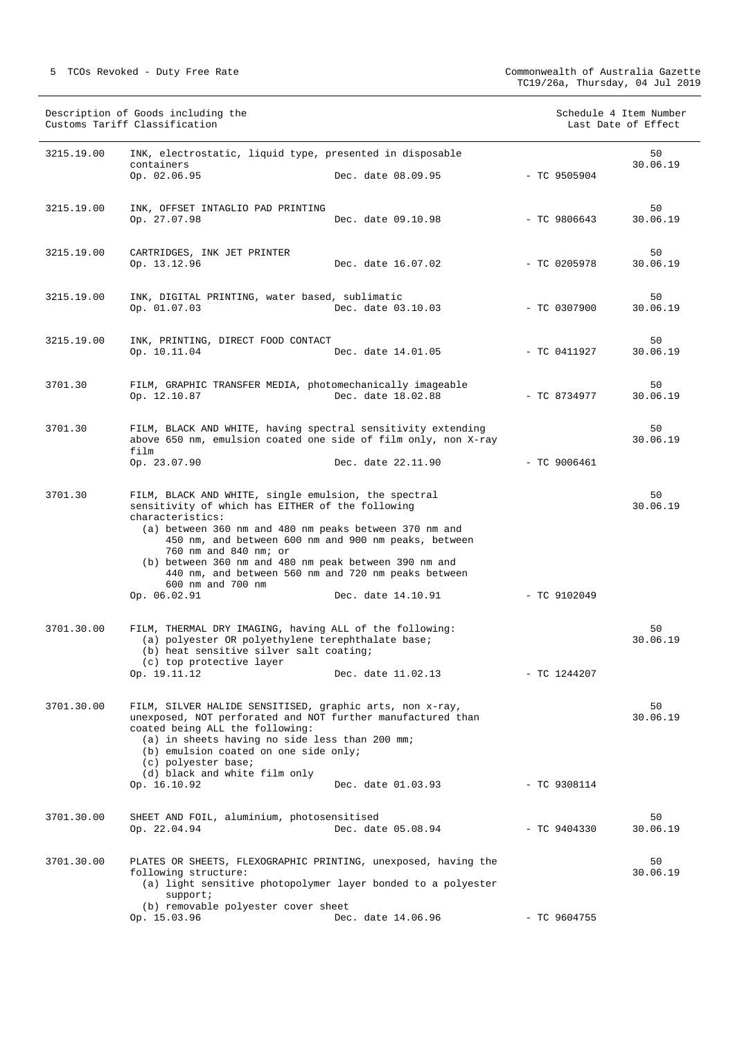| Customs Tariff Classification | Description of Goods | | TC Number | Schedule 4 Item Number / Last Date of Effect |
|---|---|---|---|---|
| 3215.19.00 | INK, electrostatic, liquid type, presented in disposable containers<br>Op. 02.06.95 | Dec. date 08.09.95 | - TC 9505904 | 50<br>30.06.19 |
| 3215.19.00 | INK, OFFSET INTAGLIO PAD PRINTING<br>Op. 27.07.98 | Dec. date 09.10.98 | - TC 9806643 | 50<br>30.06.19 |
| 3215.19.00 | CARTRIDGES, INK JET PRINTER<br>Op. 13.12.96 | Dec. date 16.07.02 | - TC 0205978 | 50<br>30.06.19 |
| 3215.19.00 | INK, DIGITAL PRINTING, water based, sublimatic<br>Op. 01.07.03 | Dec. date 03.10.03 | - TC 0307900 | 50<br>30.06.19 |
| 3215.19.00 | INK, PRINTING, DIRECT FOOD CONTACT<br>Op. 10.11.04 | Dec. date 14.01.05 | - TC 0411927 | 50<br>30.06.19 |
| 3701.30 | FILM, GRAPHIC TRANSFER MEDIA, photomechanically imageable<br>Op. 12.10.87 | Dec. date 18.02.88 | - TC 8734977 | 50<br>30.06.19 |
| 3701.30 | FILM, BLACK AND WHITE, having spectral sensitivity extending above 650 nm, emulsion coated one side of film only, non X-ray film<br>Op. 23.07.90 | Dec. date 22.11.90 | - TC 9006461 | 50<br>30.06.19 |
| 3701.30 | FILM, BLACK AND WHITE, single emulsion, the spectral sensitivity of which has EITHER of the following characteristics:<br>(a) between 360 nm and 480 nm peaks between 370 nm and 450 nm, and between 600 nm and 900 nm peaks, between 760 nm and 840 nm; or<br>(b) between 360 nm and 480 nm peak between 390 nm and 440 nm, and between 560 nm and 720 nm peaks between 600 nm and 700 nm<br>Op. 06.02.91 | Dec. date 14.10.91 | - TC 9102049 | 50<br>30.06.19 |
| 3701.30.00 | FILM, THERMAL DRY IMAGING, having ALL of the following:<br>(a) polyester OR polyethylene terephthalate base;<br>(b) heat sensitive silver salt coating;<br>(c) top protective layer<br>Op. 19.11.12 | Dec. date 11.02.13 | - TC 1244207 | 50<br>30.06.19 |
| 3701.30.00 | FILM, SILVER HALIDE SENSITISED, graphic arts, non x-ray, unexposed, NOT perforated and NOT further manufactured than coated being ALL the following:<br>(a) in sheets having no side less than 200 mm;<br>(b) emulsion coated on one side only;<br>(c) polyester base;<br>(d) black and white film only<br>Op. 16.10.92 | Dec. date 01.03.93 | - TC 9308114 | 50<br>30.06.19 |
| 3701.30.00 | SHEET AND FOIL, aluminium, photosensitised<br>Op. 22.04.94 | Dec. date 05.08.94 | - TC 9404330 | 50<br>30.06.19 |
| 3701.30.00 | PLATES OR SHEETS, FLEXOGRAPHIC PRINTING, unexposed, having the following structure:<br>(a) light sensitive photopolymer layer bonded to a polyester support;<br>(b) removable polyester cover sheet<br>Op. 15.03.96 | Dec. date 14.06.96 | - TC 9604755 | 50<br>30.06.19 |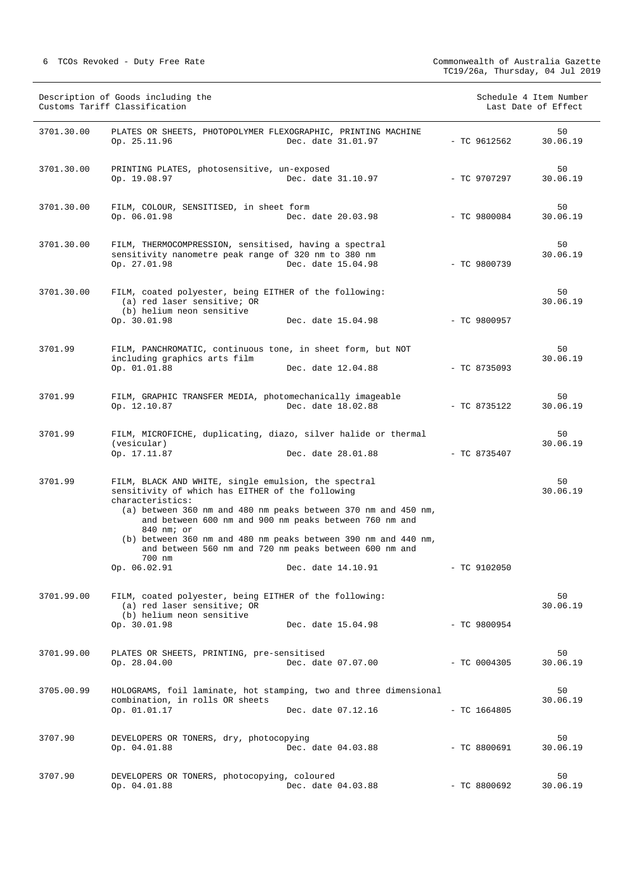| Description of Goods including the Customs Tariff Classification | | | | Schedule 4 Item Number Last Date of Effect |
|---|---|---|---|---|
| 3701.30.00 | PLATES OR SHEETS, PHOTOPOLYMER FLEXOGRAPHIC, PRINTING MACHINE<br>Op. 25.11.96 | Dec. date 31.01.97 | - TC 9612562 | 50<br>30.06.19 |
| 3701.30.00 | PRINTING PLATES, photosensitive, un-exposed<br>Op. 19.08.97 | Dec. date 31.10.97 | - TC 9707297 | 50<br>30.06.19 |
| 3701.30.00 | FILM, COLOUR, SENSITISED, in sheet form<br>Op. 06.01.98 | Dec. date 20.03.98 | - TC 9800084 | 50<br>30.06.19 |
| 3701.30.00 | FILM, THERMOCOMPRESSION, sensitised, having a spectral sensitivity nanometre peak range of 320 nm to 380 nm<br>Op. 27.01.98 | Dec. date 15.04.98 | - TC 9800739 | 50<br>30.06.19 |
| 3701.30.00 | FILM, coated polyester, being EITHER of the following:<br>(a) red laser sensitive; OR<br>(b) helium neon sensitive<br>Op. 30.01.98 | Dec. date 15.04.98 | - TC 9800957 | 50<br>30.06.19 |
| 3701.99 | FILM, PANCHROMATIC, continuous tone, in sheet form, but NOT including graphics arts film<br>Op. 01.01.88 | Dec. date 12.04.88 | - TC 8735093 | 50<br>30.06.19 |
| 3701.99 | FILM, GRAPHIC TRANSFER MEDIA, photomechanically imageable<br>Op. 12.10.87 | Dec. date 18.02.88 | - TC 8735122 | 50<br>30.06.19 |
| 3701.99 | FILM, MICROFICHE, duplicating, diazo, silver halide or thermal (vesicular)<br>Op. 17.11.87 | Dec. date 28.01.88 | - TC 8735407 | 50<br>30.06.19 |
| 3701.99 | FILM, BLACK AND WHITE, single emulsion, the spectral sensitivity of which has EITHER of the following characteristics:<br>(a) between 360 nm and 480 nm peaks between 370 nm and 450 nm, and between 600 nm and 900 nm peaks between 760 nm and 840 nm; or<br>(b) between 360 nm and 480 nm peaks between 390 nm and 440 nm, and between 560 nm and 720 nm peaks between 600 nm and 700 nm<br>Op. 06.02.91 | Dec. date 14.10.91 | - TC 9102050 | 50<br>30.06.19 |
| 3701.99.00 | FILM, coated polyester, being EITHER of the following:<br>(a) red laser sensitive; OR<br>(b) helium neon sensitive<br>Op. 30.01.98 | Dec. date 15.04.98 | - TC 9800954 | 50<br>30.06.19 |
| 3701.99.00 | PLATES OR SHEETS, PRINTING, pre-sensitised<br>Op. 28.04.00 | Dec. date 07.07.00 | - TC 0004305 | 50<br>30.06.19 |
| 3705.00.99 | HOLOGRAMS, foil laminate, hot stamping, two and three dimensional combination, in rolls OR sheets<br>Op. 01.01.17 | Dec. date 07.12.16 | - TC 1664805 | 50<br>30.06.19 |
| 3707.90 | DEVELOPERS OR TONERS, dry, photocopying<br>Op. 04.01.88 | Dec. date 04.03.88 | - TC 8800691 | 50<br>30.06.19 |
| 3707.90 | DEVELOPERS OR TONERS, photocopying, coloured<br>Op. 04.01.88 | Dec. date 04.03.88 | - TC 8800692 | 50<br>30.06.19 |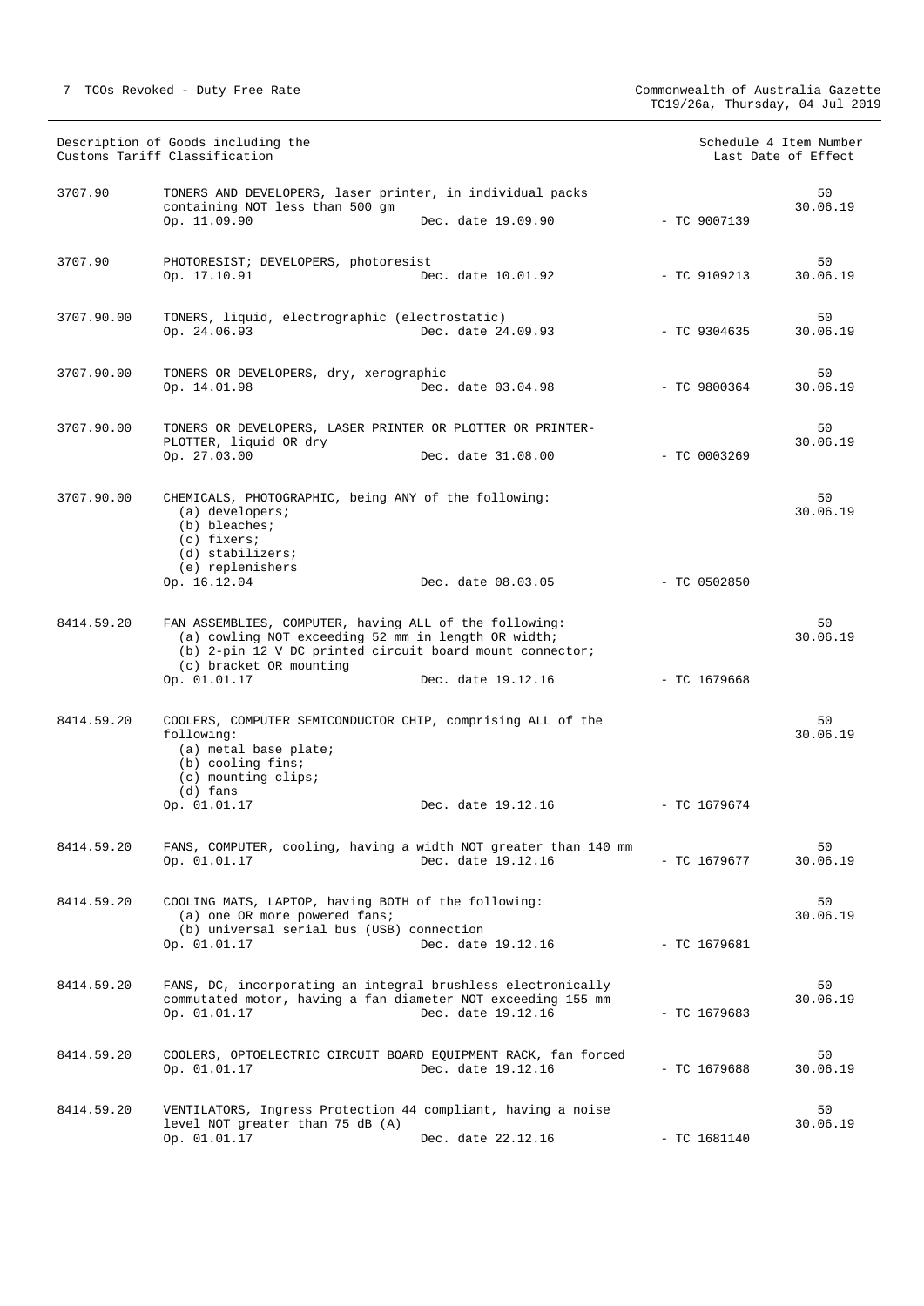| Description of Goods including the Customs Tariff Classification | | | Schedule 4 Item Number Last Date of Effect |
|---|---|---|---|
| 3707.90 | TONERS AND DEVELOPERS, laser printer, in individual packs containing NOT less than 500 gm<br>Op. 11.09.90 Dec. date 19.09.90 | - TC 9007139 | 50<br>30.06.19 |
| 3707.90 | PHOTORESIST; DEVELOPERS, photoresist<br>Op. 17.10.91 Dec. date 10.01.92 | - TC 9109213 | 50<br>30.06.19 |
| 3707.90.00 | TONERS, liquid, electrographic (electrostatic)<br>Op. 24.06.93 Dec. date 24.09.93 | - TC 9304635 | 50<br>30.06.19 |
| 3707.90.00 | TONERS OR DEVELOPERS, dry, xerographic<br>Op. 14.01.98 Dec. date 03.04.98 | - TC 9800364 | 50<br>30.06.19 |
| 3707.90.00 | TONERS OR DEVELOPERS, LASER PRINTER OR PLOTTER OR PRINTER-PLOTTER, liquid OR dry<br>Op. 27.03.00 Dec. date 31.08.00 | - TC 0003269 | 50<br>30.06.19 |
| 3707.90.00 | CHEMICALS, PHOTOGRAPHIC, being ANY of the following:<br>(a) developers;<br>(b) bleaches;<br>(c) fixers;<br>(d) stabilizers;<br>(e) replenishers<br>Op. 16.12.04 Dec. date 08.03.05 | - TC 0502850 | 50<br>30.06.19 |
| 8414.59.20 | FAN ASSEMBLIES, COMPUTER, having ALL of the following:<br>(a) cowling NOT exceeding 52 mm in length OR width;<br>(b) 2-pin 12 V DC printed circuit board mount connector;<br>(c) bracket OR mounting<br>Op. 01.01.17 Dec. date 19.12.16 | - TC 1679668 | 50<br>30.06.19 |
| 8414.59.20 | COOLERS, COMPUTER SEMICONDUCTOR CHIP, comprising ALL of the following:<br>(a) metal base plate;<br>(b) cooling fins;<br>(c) mounting clips;<br>(d) fans<br>Op. 01.01.17 Dec. date 19.12.16 | - TC 1679674 | 50<br>30.06.19 |
| 8414.59.20 | FANS, COMPUTER, cooling, having a width NOT greater than 140 mm<br>Op. 01.01.17 Dec. date 19.12.16 | - TC 1679677 | 50<br>30.06.19 |
| 8414.59.20 | COOLING MATS, LAPTOP, having BOTH of the following:<br>(a) one OR more powered fans;<br>(b) universal serial bus (USB) connection<br>Op. 01.01.17 Dec. date 19.12.16 | - TC 1679681 | 50<br>30.06.19 |
| 8414.59.20 | FANS, DC, incorporating an integral brushless electronically commutated motor, having a fan diameter NOT exceeding 155 mm<br>Op. 01.01.17 Dec. date 19.12.16 | - TC 1679683 | 50<br>30.06.19 |
| 8414.59.20 | COOLERS, OPTOELECTRIC CIRCUIT BOARD EQUIPMENT RACK, fan forced<br>Op. 01.01.17 Dec. date 19.12.16 | - TC 1679688 | 50<br>30.06.19 |
| 8414.59.20 | VENTILATORS, Ingress Protection 44 compliant, having a noise level NOT greater than 75 dB (A)<br>Op. 01.01.17 Dec. date 22.12.16 | - TC 1681140 | 50<br>30.06.19 |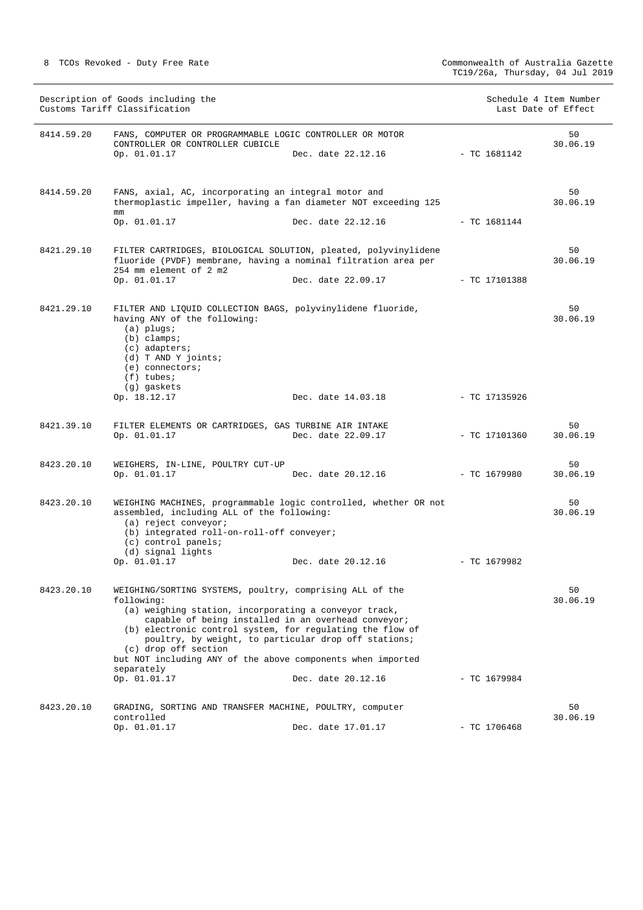| Description of Goods including the Customs Tariff Classification | | | | Schedule 4 Item Number Last Date of Effect |
|---|---|---|---|---|
| 8414.59.20 | FANS, COMPUTER OR PROGRAMMABLE LOGIC CONTROLLER OR MOTOR CONTROLLER OR CONTROLLER CUBICLE<br>Op. 01.01.17 | Dec. date 22.12.16 | - TC 1681142 | 50<br>30.06.19 |
| 8414.59.20 | FANS, axial, AC, incorporating an integral motor and thermoplastic impeller, having a fan diameter NOT exceeding 125 mm<br>Op. 01.01.17 | Dec. date 22.12.16 | - TC 1681144 | 50<br>30.06.19 |
| 8421.29.10 | FILTER CARTRIDGES, BIOLOGICAL SOLUTION, pleated, polyvinylidene fluoride (PVDF) membrane, having a nominal filtration area per 254 mm element of 2 m2<br>Op. 01.01.17 | Dec. date 22.09.17 | - TC 17101388 | 50<br>30.06.19 |
| 8421.29.10 | FILTER AND LIQUID COLLECTION BAGS, polyvinylidene fluoride, having ANY of the following:<br>(a) plugs;<br>(b) clamps;<br>(c) adapters;<br>(d) T AND Y joints;<br>(e) connectors;<br>(f) tubes;<br>(g) gaskets<br>Op. 18.12.17 | Dec. date 14.03.18 | - TC 17135926 | 50<br>30.06.19 |
| 8421.39.10 | FILTER ELEMENTS OR CARTRIDGES, GAS TURBINE AIR INTAKE<br>Op. 01.01.17 | Dec. date 22.09.17 | - TC 17101360 | 50<br>30.06.19 |
| 8423.20.10 | WEIGHERS, IN-LINE, POULTRY CUT-UP<br>Op. 01.01.17 | Dec. date 20.12.16 | - TC 1679980 | 50<br>30.06.19 |
| 8423.20.10 | WEIGHING MACHINES, programmable logic controlled, whether OR not assembled, including ALL of the following:<br>(a) reject conveyor;<br>(b) integrated roll-on-roll-off conveyer;<br>(c) control panels;<br>(d) signal lights<br>Op. 01.01.17 | Dec. date 20.12.16 | - TC 1679982 | 50<br>30.06.19 |
| 8423.20.10 | WEIGHING/SORTING SYSTEMS, poultry, comprising ALL of the following:<br>(a) weighing station, incorporating a conveyor track, capable of being installed in an overhead conveyor;<br>(b) electronic control system, for regulating the flow of poultry, by weight, to particular drop off stations;<br>(c) drop off section<br>but NOT including ANY of the above components when imported separately<br>Op. 01.01.17 | Dec. date 20.12.16 | - TC 1679984 | 50<br>30.06.19 |
| 8423.20.10 | GRADING, SORTING AND TRANSFER MACHINE, POULTRY, computer controlled<br>Op. 01.01.17 | Dec. date 17.01.17 | - TC 1706468 | 50<br>30.06.19 |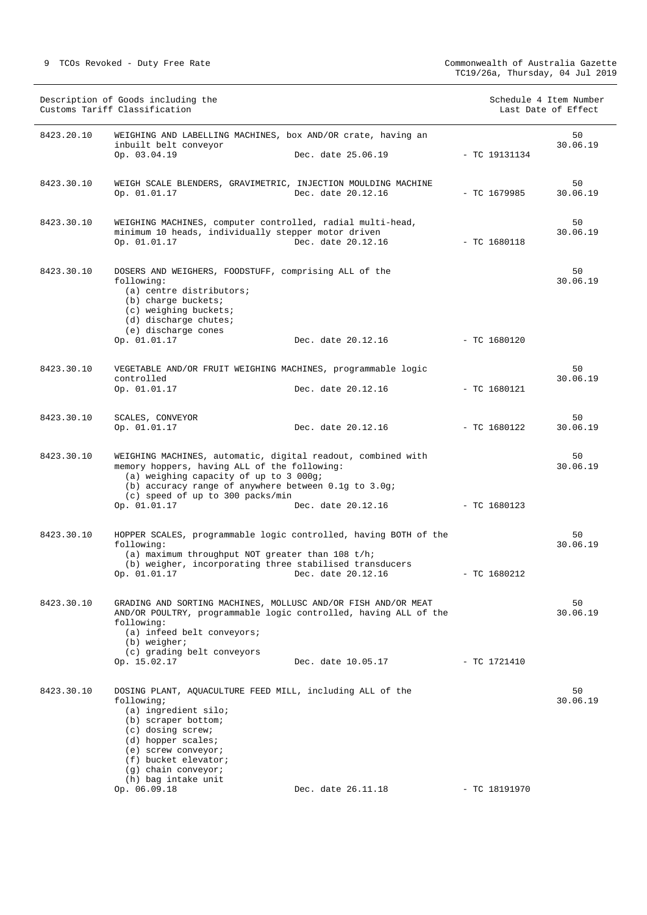| | Description of Goods including the Customs Tariff Classification | | | Schedule 4 Item Number Last Date of Effect |
|---|---|---|---|---|
| 8423.20.10 | WEIGHING AND LABELLING MACHINES, box AND/OR crate, having an inbuilt belt conveyor<br>Op. 03.04.19 | Dec. date 25.06.19 | - TC 19131134 | 50<br>30.06.19 |
| 8423.30.10 | WEIGH SCALE BLENDERS, GRAVIMETRIC, INJECTION MOULDING MACHINE<br>Op. 01.01.17 | Dec. date 20.12.16 | - TC 1679985 | 50<br>30.06.19 |
| 8423.30.10 | WEIGHING MACHINES, computer controlled, radial multi-head, minimum 10 heads, individually stepper motor driven<br>Op. 01.01.17 | Dec. date 20.12.16 | - TC 1680118 | 50<br>30.06.19 |
| 8423.30.10 | DOSERS AND WEIGHERS, FOODSTUFF, comprising ALL of the following:<br>(a) centre distributors;<br>(b) charge buckets;<br>(c) weighing buckets;<br>(d) discharge chutes;<br>(e) discharge cones<br>Op. 01.01.17 | Dec. date 20.12.16 | - TC 1680120 | 50<br>30.06.19 |
| 8423.30.10 | VEGETABLE AND/OR FRUIT WEIGHING MACHINES, programmable logic controlled<br>Op. 01.01.17 | Dec. date 20.12.16 | - TC 1680121 | 50<br>30.06.19 |
| 8423.30.10 | SCALES, CONVEYOR<br>Op. 01.01.17 | Dec. date 20.12.16 | - TC 1680122 | 50<br>30.06.19 |
| 8423.30.10 | WEIGHING MACHINES, automatic, digital readout, combined with memory hoppers, having ALL of the following:<br>(a) weighing capacity of up to 3 000g;<br>(b) accuracy range of anywhere between 0.1g to 3.0g;<br>(c) speed of up to 300 packs/min<br>Op. 01.01.17 | Dec. date 20.12.16 | - TC 1680123 | 50<br>30.06.19 |
| 8423.30.10 | HOPPER SCALES, programmable logic controlled, having BOTH of the following:<br>(a) maximum throughput NOT greater than 108 t/h;<br>(b) weigher, incorporating three stabilised transducers<br>Op. 01.01.17 | Dec. date 20.12.16 | - TC 1680212 | 50<br>30.06.19 |
| 8423.30.10 | GRADING AND SORTING MACHINES, MOLLUSC AND/OR FISH AND/OR MEAT AND/OR POULTRY, programmable logic controlled, having ALL of the following:<br>(a) infeed belt conveyors;<br>(b) weigher;<br>(c) grading belt conveyors<br>Op. 15.02.17 | Dec. date 10.05.17 | - TC 1721410 | 50<br>30.06.19 |
| 8423.30.10 | DOSING PLANT, AQUACULTURE FEED MILL, including ALL of the following;<br>(a) ingredient silo;<br>(b) scraper bottom;<br>(c) dosing screw;<br>(d) hopper scales;<br>(e) screw conveyor;<br>(f) bucket elevator;<br>(g) chain conveyor;<br>(h) bag intake unit<br>Op. 06.09.18 | Dec. date 26.11.18 | - TC 18191970 | 50<br>30.06.19 |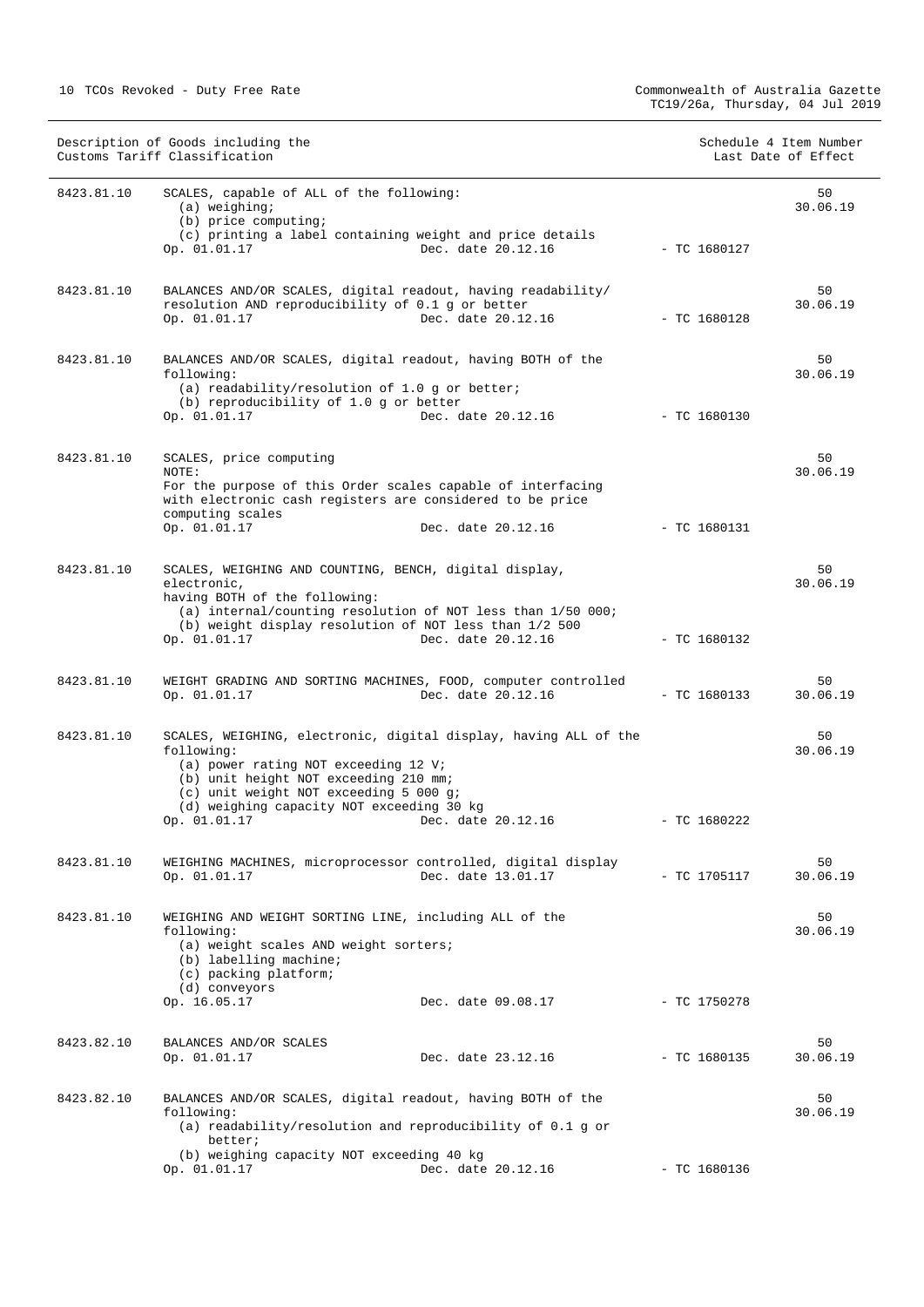| Description of Goods including the Customs Tariff Classification | | | Schedule 4 Item Number Last Date of Effect |
|---|---|---|---|
| 8423.81.10 | SCALES, capable of ALL of the following:<br>(a) weighing;<br>(b) price computing;<br>(c) printing a label containing weight and price details<br>Op. 01.01.17 Dec. date 20.12.16 | - TC 1680127 | 50<br>30.06.19 |
| 8423.81.10 | BALANCES AND/OR SCALES, digital readout, having readability/ resolution AND reproducibility of 0.1 g or better<br>Op. 01.01.17 Dec. date 20.12.16 | - TC 1680128 | 50<br>30.06.19 |
| 8423.81.10 | BALANCES AND/OR SCALES, digital readout, having BOTH of the following:<br>(a) readability/resolution of 1.0 g or better;<br>(b) reproducibility of 1.0 g or better<br>Op. 01.01.17 Dec. date 20.12.16 | - TC 1680130 | 50<br>30.06.19 |
| 8423.81.10 | SCALES, price computing<br>NOTE:<br>For the purpose of this Order scales capable of interfacing with electronic cash registers are considered to be price computing scales<br>Op. 01.01.17 Dec. date 20.12.16 | - TC 1680131 | 50<br>30.06.19 |
| 8423.81.10 | SCALES, WEIGHING AND COUNTING, BENCH, digital display, electronic,<br>having BOTH of the following:<br>(a) internal/counting resolution of NOT less than 1/50 000;<br>(b) weight display resolution of NOT less than 1/2 500<br>Op. 01.01.17 Dec. date 20.12.16 | - TC 1680132 | 50<br>30.06.19 |
| 8423.81.10 | WEIGHT GRADING AND SORTING MACHINES, FOOD, computer controlled<br>Op. 01.01.17 Dec. date 20.12.16 | - TC 1680133 | 50<br>30.06.19 |
| 8423.81.10 | SCALES, WEIGHING, electronic, digital display, having ALL of the following:<br>(a) power rating NOT exceeding 12 V;<br>(b) unit height NOT exceeding 210 mm;<br>(c) unit weight NOT exceeding 5 000 g;<br>(d) weighing capacity NOT exceeding 30 kg<br>Op. 01.01.17 Dec. date 20.12.16 | - TC 1680222 | 50<br>30.06.19 |
| 8423.81.10 | WEIGHING MACHINES, microprocessor controlled, digital display<br>Op. 01.01.17 Dec. date 13.01.17 | - TC 1705117 | 50<br>30.06.19 |
| 8423.81.10 | WEIGHING AND WEIGHT SORTING LINE, including ALL of the following:<br>(a) weight scales AND weight sorters;<br>(b) labelling machine;<br>(c) packing platform;<br>(d) conveyors<br>Op. 16.05.17 Dec. date 09.08.17 | - TC 1750278 | 50<br>30.06.19 |
| 8423.82.10 | BALANCES AND/OR SCALES<br>Op. 01.01.17 Dec. date 23.12.16 | - TC 1680135 | 50<br>30.06.19 |
| 8423.82.10 | BALANCES AND/OR SCALES, digital readout, having BOTH of the following:<br>(a) readability/resolution and reproducibility of 0.1 g or better;<br>(b) weighing capacity NOT exceeding 40 kg<br>Op. 01.01.17 Dec. date 20.12.16 | - TC 1680136 | 50<br>30.06.19 |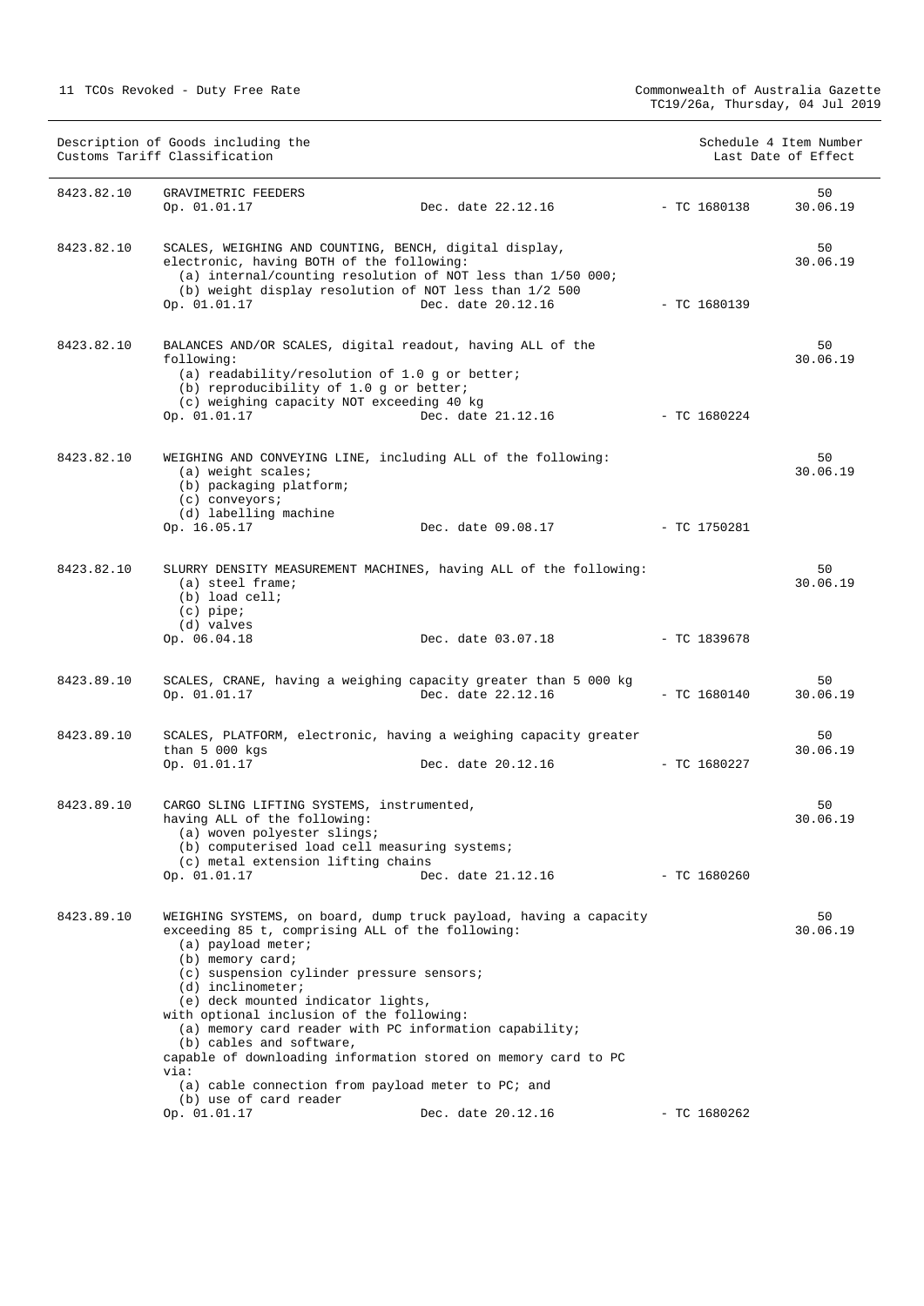| Description of Goods including the Customs Tariff Classification | | | | Schedule 4 Item Number Last Date of Effect |
|---|---|---|---|---|
| 8423.82.10 | GRAVIMETRIC FEEDERS<br>Op. 01.01.17 | Dec. date 22.12.16 | - TC 1680138 | 50<br>30.06.19 |
| 8423.82.10 | SCALES, WEIGHING AND COUNTING, BENCH, digital display, electronic, having BOTH of the following:<br>(a) internal/counting resolution of NOT less than 1/50 000;<br>(b) weight display resolution of NOT less than 1/2 500<br>Op. 01.01.17 | Dec. date 20.12.16 | - TC 1680139 | 50<br>30.06.19 |
| 8423.82.10 | BALANCES AND/OR SCALES, digital readout, having ALL of the following:<br>(a) readability/resolution of 1.0 g or better;<br>(b) reproducibility of 1.0 g or better;<br>(c) weighing capacity NOT exceeding 40 kg<br>Op. 01.01.17 | Dec. date 21.12.16 | - TC 1680224 | 50<br>30.06.19 |
| 8423.82.10 | WEIGHING AND CONVEYING LINE, including ALL of the following:<br>(a) weight scales;<br>(b) packaging platform;<br>(c) conveyors;<br>(d) labelling machine<br>Op. 16.05.17 | Dec. date 09.08.17 | - TC 1750281 | 50<br>30.06.19 |
| 8423.82.10 | SLURRY DENSITY MEASUREMENT MACHINES, having ALL of the following:<br>(a) steel frame;<br>(b) load cell;<br>(c) pipe;<br>(d) valves<br>Op. 06.04.18 | Dec. date 03.07.18 | - TC 1839678 | 50<br>30.06.19 |
| 8423.89.10 | SCALES, CRANE, having a weighing capacity greater than 5 000 kg<br>Op. 01.01.17 | Dec. date 22.12.16 | - TC 1680140 | 50<br>30.06.19 |
| 8423.89.10 | SCALES, PLATFORM, electronic, having a weighing capacity greater than 5 000 kgs<br>Op. 01.01.17 | Dec. date 20.12.16 | - TC 1680227 | 50<br>30.06.19 |
| 8423.89.10 | CARGO SLING LIFTING SYSTEMS, instrumented, having ALL of the following:<br>(a) woven polyester slings;<br>(b) computerised load cell measuring systems;<br>(c) metal extension lifting chains<br>Op. 01.01.17 | Dec. date 21.12.16 | - TC 1680260 | 50<br>30.06.19 |
| 8423.89.10 | WEIGHING SYSTEMS, on board, dump truck payload, having a capacity exceeding 85 t, comprising ALL of the following:<br>(a) payload meter;<br>(b) memory card;<br>(c) suspension cylinder pressure sensors;<br>(d) inclinometer;<br>(e) deck mounted indicator lights,<br>with optional inclusion of the following:<br>(a) memory card reader with PC information capability;<br>(b) cables and software,<br>capable of downloading information stored on memory card to PC via:<br>(a) cable connection from payload meter to PC; and<br>(b) use of card reader<br>Op. 01.01.17 | Dec. date 20.12.16 | - TC 1680262 | 50<br>30.06.19 |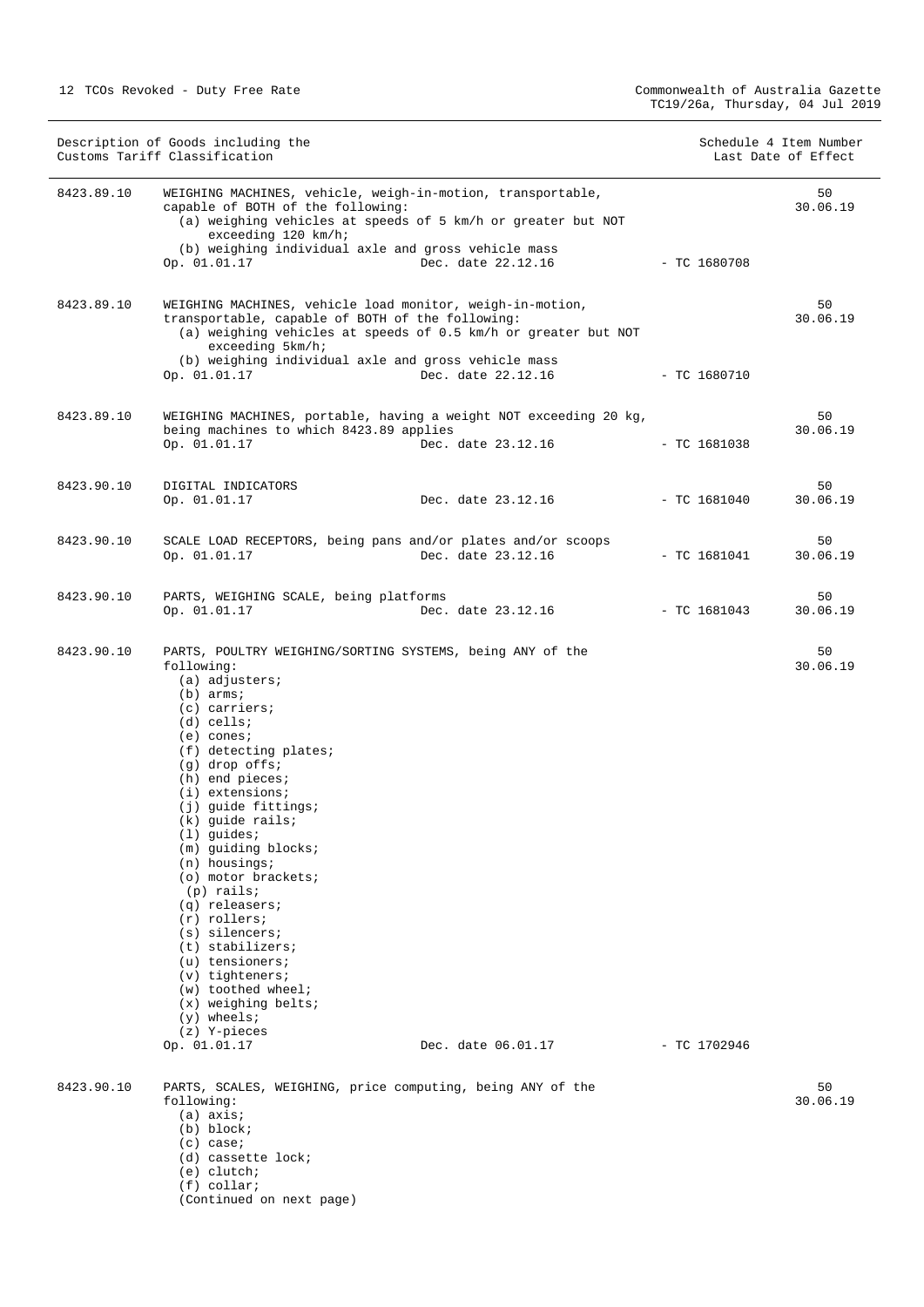| Description of Goods including the Customs Tariff Classification | | | Schedule 4 Item Number Last Date of Effect |
|---|---|---|---|
| 8423.89.10 | WEIGHING MACHINES, vehicle, weigh-in-motion, transportable, capable of BOTH of the following:<br>(a) weighing vehicles at speeds of 5 km/h or greater but NOT exceeding 120 km/h;<br>(b) weighing individual axle and gross vehicle mass<br>Op. 01.01.17 Dec. date 22.12.16 | - TC 1680708 | 50<br>30.06.19 |
| 8423.89.10 | WEIGHING MACHINES, vehicle load monitor, weigh-in-motion, transportable, capable of BOTH of the following:<br>(a) weighing vehicles at speeds of 0.5 km/h or greater but NOT exceeding 5km/h;<br>(b) weighing individual axle and gross vehicle mass<br>Op. 01.01.17 Dec. date 22.12.16 | - TC 1680710 | 50<br>30.06.19 |
| 8423.89.10 | WEIGHING MACHINES, portable, having a weight NOT exceeding 20 kg, being machines to which 8423.89 applies<br>Op. 01.01.17 Dec. date 23.12.16 | - TC 1681038 | 50<br>30.06.19 |
| 8423.90.10 | DIGITAL INDICATORS<br>Op. 01.01.17 Dec. date 23.12.16 | - TC 1681040 | 50<br>30.06.19 |
| 8423.90.10 | SCALE LOAD RECEPTORS, being pans and/or plates and/or scoops<br>Op. 01.01.17 Dec. date 23.12.16 | - TC 1681041 | 50<br>30.06.19 |
| 8423.90.10 | PARTS, WEIGHING SCALE, being platforms<br>Op. 01.01.17 Dec. date 23.12.16 | - TC 1681043 | 50<br>30.06.19 |
| 8423.90.10 | PARTS, POULTRY WEIGHING/SORTING SYSTEMS, being ANY of the following:<br>(a) adjusters;<br>(b) arms;<br>(c) carriers;<br>(d) cells;<br>(e) cones;<br>(f) detecting plates;<br>(g) drop offs;<br>(h) end pieces;<br>(i) extensions;<br>(j) guide fittings;<br>(k) guide rails;<br>(l) guides;<br>(m) guiding blocks;<br>(n) housings;<br>(o) motor brackets;<br>(p) rails;<br>(q) releasers;<br>(r) rollers;<br>(s) silencers;<br>(t) stabilizers;<br>(u) tensioners;<br>(v) tighteners;<br>(w) toothed wheel;<br>(x) weighing belts;<br>(y) wheels;<br>(z) Y-pieces<br>Op. 01.01.17 Dec. date 06.01.17 | - TC 1702946 | 50<br>30.06.19 |
| 8423.90.10 | PARTS, SCALES, WEIGHING, price computing, being ANY of the following:<br>(a) axis;<br>(b) block;<br>(c) case;<br>(d) cassette lock;<br>(e) clutch;<br>(f) collar;<br>(Continued on next page) | | 50<br>30.06.19 |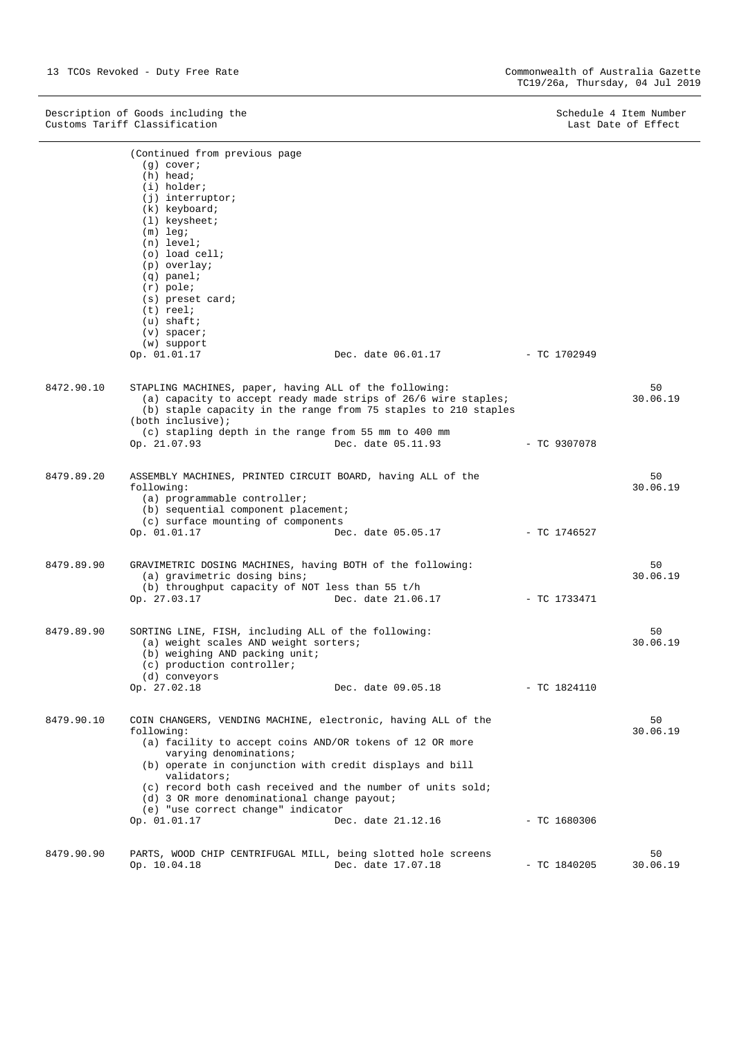| Description of Goods including the Customs Tariff Classification | | | Schedule 4 Item Number Last Date of Effect |
|---|---|---|---|
| | (Continued from previous page<br>(g) cover;<br>(h) head;<br>(i) holder;<br>(j) interruptor;<br>(k) keyboard;<br>(l) keysheet;<br>(m) leg;<br>(n) level;<br>(o) load cell;<br>(p) overlay;<br>(q) panel;<br>(r) pole;<br>(s) preset card;<br>(t) reel;<br>(u) shaft;<br>(v) spacer;<br>(w) support<br>Op. 01.01.17 Dec. date 06.01.17 | - TC 1702949 | |
| 8472.90.10 | STAPLING MACHINES, paper, having ALL of the following:<br>(a) capacity to accept ready made strips of 26/6 wire staples;<br>(b) staple capacity in the range from 75 staples to 210 staples (both inclusive);<br>(c) stapling depth in the range from 55 mm to 400 mm<br>Op. 21.07.93 Dec. date 05.11.93 | - TC 9307078 | 50<br>30.06.19 |
| 8479.89.20 | ASSEMBLY MACHINES, PRINTED CIRCUIT BOARD, having ALL of the following:<br>(a) programmable controller;<br>(b) sequential component placement;<br>(c) surface mounting of components<br>Op. 01.01.17 Dec. date 05.05.17 | - TC 1746527 | 50<br>30.06.19 |
| 8479.89.90 | GRAVIMETRIC DOSING MACHINES, having BOTH of the following:<br>(a) gravimetric dosing bins;<br>(b) throughput capacity of NOT less than 55 t/h<br>Op. 27.03.17 Dec. date 21.06.17 | - TC 1733471 | 50<br>30.06.19 |
| 8479.89.90 | SORTING LINE, FISH, including ALL of the following:<br>(a) weight scales AND weight sorters;<br>(b) weighing AND packing unit;<br>(c) production controller;<br>(d) conveyors<br>Op. 27.02.18 Dec. date 09.05.18 | - TC 1824110 | 50<br>30.06.19 |
| 8479.90.10 | COIN CHANGERS, VENDING MACHINE, electronic, having ALL of the following:<br>(a) facility to accept coins AND/OR tokens of 12 OR more varying denominations;<br>(b) operate in conjunction with credit displays and bill validators;<br>(c) record both cash received and the number of units sold;<br>(d) 3 OR more denominational change payout;<br>(e) "use correct change" indicator<br>Op. 01.01.17 Dec. date 21.12.16 | - TC 1680306 | 50<br>30.06.19 |
| 8479.90.90 | PARTS, WOOD CHIP CENTRIFUGAL MILL, being slotted hole screens<br>Op. 10.04.18 Dec. date 17.07.18 | - TC 1840205 | 50<br>30.06.19 |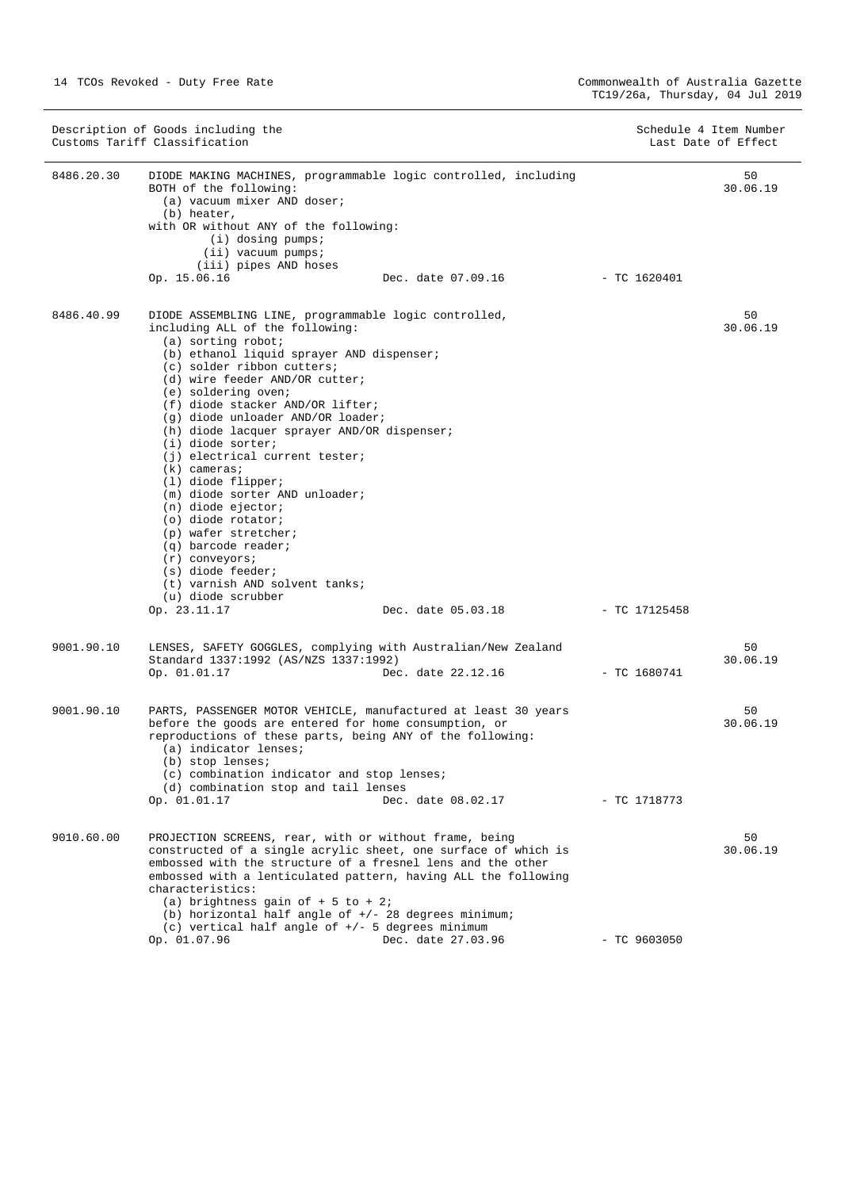| Description of Goods including the Customs Tariff Classification | | | | Schedule 4 Item Number Last Date of Effect |
|---|---|---|---|---|
| 8486.20.30 | DIODE MAKING MACHINES, programmable logic controlled, including BOTH of the following:<br>(a) vacuum mixer AND doser;<br>(b) heater,<br>with OR without ANY of the following:<br>(i) dosing pumps;<br>(ii) vacuum pumps;<br>(iii) pipes AND hoses<br>Op. 15.06.16 | Dec. date 07.09.16 | - TC 1620401 | 50<br>30.06.19 |
| 8486.40.99 | DIODE ASSEMBLING LINE, programmable logic controlled, including ALL of the following:<br>(a) sorting robot;<br>(b) ethanol liquid sprayer AND dispenser;<br>(c) solder ribbon cutters;<br>(d) wire feeder AND/OR cutter;<br>(e) soldering oven;<br>(f) diode stacker AND/OR lifter;<br>(g) diode unloader AND/OR loader;<br>(h) diode lacquer sprayer AND/OR dispenser;<br>(i) diode sorter;<br>(j) electrical current tester;<br>(k) cameras;<br>(l) diode flipper;<br>(m) diode sorter AND unloader;<br>(n) diode ejector;<br>(o) diode rotator;<br>(p) wafer stretcher;<br>(q) barcode reader;<br>(r) conveyors;<br>(s) diode feeder;<br>(t) varnish AND solvent tanks;<br>(u) diode scrubber<br>Op. 23.11.17 | Dec. date 05.03.18 | - TC 17125458 | 50<br>30.06.19 |
| 9001.90.10 | LENSES, SAFETY GOGGLES, complying with Australian/New Zealand Standard 1337:1992 (AS/NZS 1337:1992)<br>Op. 01.01.17 | Dec. date 22.12.16 | - TC 1680741 | 50<br>30.06.19 |
| 9001.90.10 | PARTS, PASSENGER MOTOR VEHICLE, manufactured at least 30 years before the goods are entered for home consumption, or reproductions of these parts, being ANY of the following:<br>(a) indicator lenses;<br>(b) stop lenses;<br>(c) combination indicator and stop lenses;<br>(d) combination stop and tail lenses<br>Op. 01.01.17 | Dec. date 08.02.17 | - TC 1718773 | 50<br>30.06.19 |
| 9010.60.00 | PROJECTION SCREENS, rear, with or without frame, being constructed of a single acrylic sheet, one surface of which is embossed with the structure of a fresnel lens and the other embossed with a lenticulated pattern, having ALL the following characteristics:<br>(a) brightness gain of + 5 to + 2;<br>(b) horizontal half angle of +/- 28 degrees minimum;<br>(c) vertical half angle of +/- 5 degrees minimum<br>Op. 01.07.96 | Dec. date 27.03.96 | - TC 9603050 | 50<br>30.06.19 |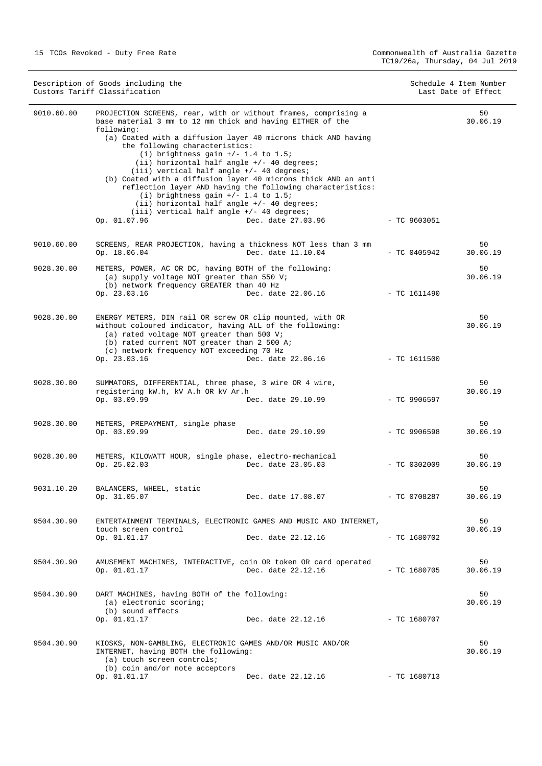| Description of Goods including the Customs Tariff Classification | | | | Schedule 4 Item Number Last Date of Effect |
|---|---|---|---|---|
| 9010.60.00 | PROJECTION SCREENS, rear, with or without frames, comprising a base material 3 mm to 12 mm thick and having EITHER of the following:<br>(a) Coated with a diffusion layer 40 microns thick AND having the following characteristics:<br>(i) brightness gain +/- 1.4 to 1.5;<br>(ii) horizontal half angle +/- 40 degrees;<br>(iii) vertical half angle +/- 40 degrees;<br>(b) Coated with a diffusion layer 40 microns thick AND an anti reflection layer AND having the following characteristics:<br>(i) brightness gain +/- 1.4 to 1.5;<br>(ii) horizontal half angle +/- 40 degrees;<br>(iii) vertical half angle +/- 40 degrees;<br>Op. 01.07.96 | Dec. date 27.03.96 | - TC 9603051 | 50<br>30.06.19 |
| 9010.60.00 | SCREENS, REAR PROJECTION, having a thickness NOT less than 3 mm<br>Op. 18.06.04 | Dec. date 11.10.04 | - TC 0405942 | 50<br>30.06.19 |
| 9028.30.00 | METERS, POWER, AC OR DC, having BOTH of the following:<br>(a) supply voltage NOT greater than 550 V;<br>(b) network frequency GREATER than 40 Hz<br>Op. 23.03.16 | Dec. date 22.06.16 | - TC 1611490 | 50<br>30.06.19 |
| 9028.30.00 | ENERGY METERS, DIN rail OR screw OR clip mounted, with OR without coloured indicator, having ALL of the following:<br>(a) rated voltage NOT greater than 500 V;<br>(b) rated current NOT greater than 2 500 A;<br>(c) network frequency NOT exceeding 70 Hz<br>Op. 23.03.16 | Dec. date 22.06.16 | - TC 1611500 | 50<br>30.06.19 |
| 9028.30.00 | SUMMATORS, DIFFERENTIAL, three phase, 3 wire OR 4 wire, registering kW.h, kV A.h OR kV Ar.h<br>Op. 03.09.99 | Dec. date 29.10.99 | - TC 9906597 | 50<br>30.06.19 |
| 9028.30.00 | METERS, PREPAYMENT, single phase<br>Op. 03.09.99 | Dec. date 29.10.99 | - TC 9906598 | 50<br>30.06.19 |
| 9028.30.00 | METERS, KILOWATT HOUR, single phase, electro-mechanical<br>Op. 25.02.03 | Dec. date 23.05.03 | - TC 0302009 | 50<br>30.06.19 |
| 9031.10.20 | BALANCERS, WHEEL, static<br>Op. 31.05.07 | Dec. date 17.08.07 | - TC 0708287 | 50<br>30.06.19 |
| 9504.30.90 | ENTERTAINMENT TERMINALS, ELECTRONIC GAMES AND MUSIC AND INTERNET, touch screen control<br>Op. 01.01.17 | Dec. date 22.12.16 | - TC 1680702 | 50<br>30.06.19 |
| 9504.30.90 | AMUSEMENT MACHINES, INTERACTIVE, coin OR token OR card operated<br>Op. 01.01.17 | Dec. date 22.12.16 | - TC 1680705 | 50<br>30.06.19 |
| 9504.30.90 | DART MACHINES, having BOTH of the following:<br>(a) electronic scoring;<br>(b) sound effects<br>Op. 01.01.17 | Dec. date 22.12.16 | - TC 1680707 | 50<br>30.06.19 |
| 9504.30.90 | KIOSKS, NON-GAMBLING, ELECTRONIC GAMES AND/OR MUSIC AND/OR INTERNET, having BOTH the following:<br>(a) touch screen controls;<br>(b) coin and/or note acceptors<br>Op. 01.01.17 | Dec. date 22.12.16 | - TC 1680713 | 50<br>30.06.19 |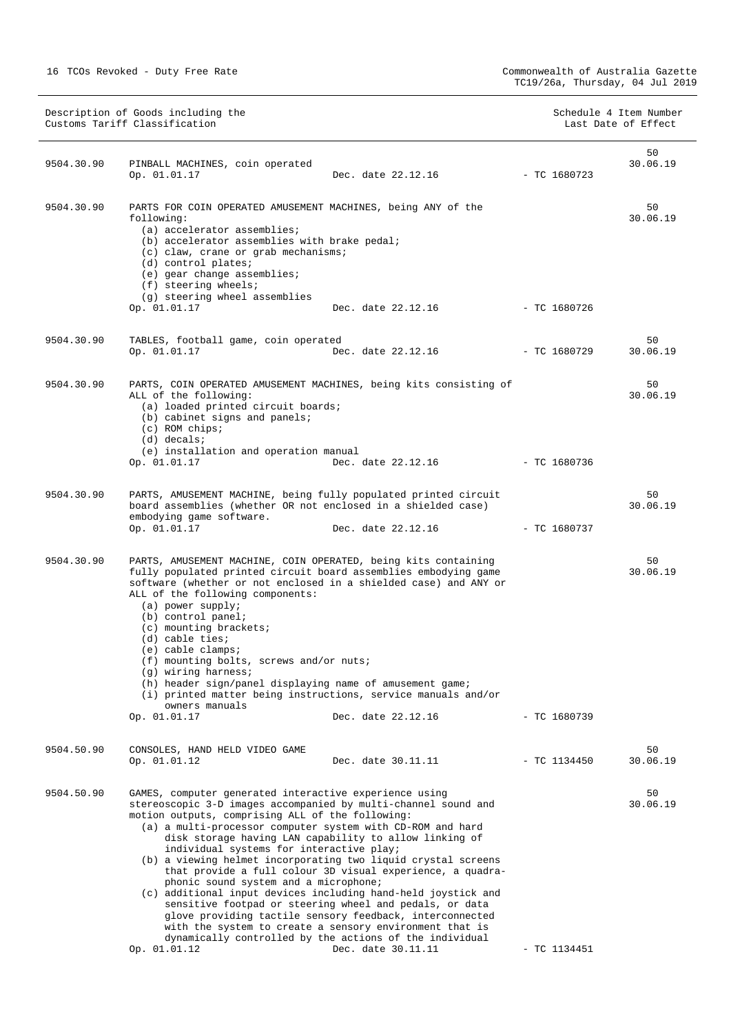| Description of Goods including the Customs Tariff Classification | | | | Schedule 4 Item Number Last Date of Effect |
|---|---|---|---|---|
| 9504.30.90 | PINBALL MACHINES, coin operated<br>Op. 01.01.17 | Dec. date 22.12.16 | - TC 1680723 | 50<br>30.06.19 |
| 9504.30.90 | PARTS FOR COIN OPERATED AMUSEMENT MACHINES, being ANY of the following:<br>(a) accelerator assemblies;<br>(b) accelerator assemblies with brake pedal;<br>(c) claw, crane or grab mechanisms;<br>(d) control plates;<br>(e) gear change assemblies;<br>(f) steering wheels;<br>(g) steering wheel assemblies<br>Op. 01.01.17 | Dec. date 22.12.16 | - TC 1680726 | 50<br>30.06.19 |
| 9504.30.90 | TABLES, football game, coin operated<br>Op. 01.01.17 | Dec. date 22.12.16 | - TC 1680729 | 50<br>30.06.19 |
| 9504.30.90 | PARTS, COIN OPERATED AMUSEMENT MACHINES, being kits consisting of ALL of the following:<br>(a) loaded printed circuit boards;<br>(b) cabinet signs and panels;<br>(c) ROM chips;<br>(d) decals;<br>(e) installation and operation manual<br>Op. 01.01.17 | Dec. date 22.12.16 | - TC 1680736 | 50<br>30.06.19 |
| 9504.30.90 | PARTS, AMUSEMENT MACHINE, being fully populated printed circuit board assemblies (whether OR not enclosed in a shielded case) embodying game software.<br>Op. 01.01.17 | Dec. date 22.12.16 | - TC 1680737 | 50<br>30.06.19 |
| 9504.30.90 | PARTS, AMUSEMENT MACHINE, COIN OPERATED, being kits containing fully populated printed circuit board assemblies embodying game software (whether or not enclosed in a shielded case) and ANY or ALL of the following components:<br>(a) power supply;<br>(b) control panel;<br>(c) mounting brackets;<br>(d) cable ties;<br>(e) cable clamps;<br>(f) mounting bolts, screws and/or nuts;<br>(g) wiring harness;<br>(h) header sign/panel displaying name of amusement game;<br>(i) printed matter being instructions, service manuals and/or owners manuals<br>Op. 01.01.17 | Dec. date 22.12.16 | - TC 1680739 | 50<br>30.06.19 |
| 9504.50.90 | CONSOLES, HAND HELD VIDEO GAME<br>Op. 01.01.12 | Dec. date 30.11.11 | - TC 1134450 | 50<br>30.06.19 |
| 9504.50.90 | GAMES, computer generated interactive experience using stereoscopic 3-D images accompanied by multi-channel sound and motion outputs, comprising ALL of the following:<br>(a) a multi-processor computer system with CD-ROM and hard disk storage having LAN capability to allow linking of individual systems for interactive play;<br>(b) a viewing helmet incorporating two liquid crystal screens that provide a full colour 3D visual experience, a quadra-phonic sound system and a microphone;<br>(c) additional input devices including hand-held joystick and sensitive footpad or steering wheel and pedals, or data glove providing tactile sensory feedback, interconnected with the system to create a sensory environment that is dynamically controlled by the actions of the individual<br>Op. 01.01.12 | Dec. date 30.11.11 | - TC 1134451 | 50<br>30.06.19 |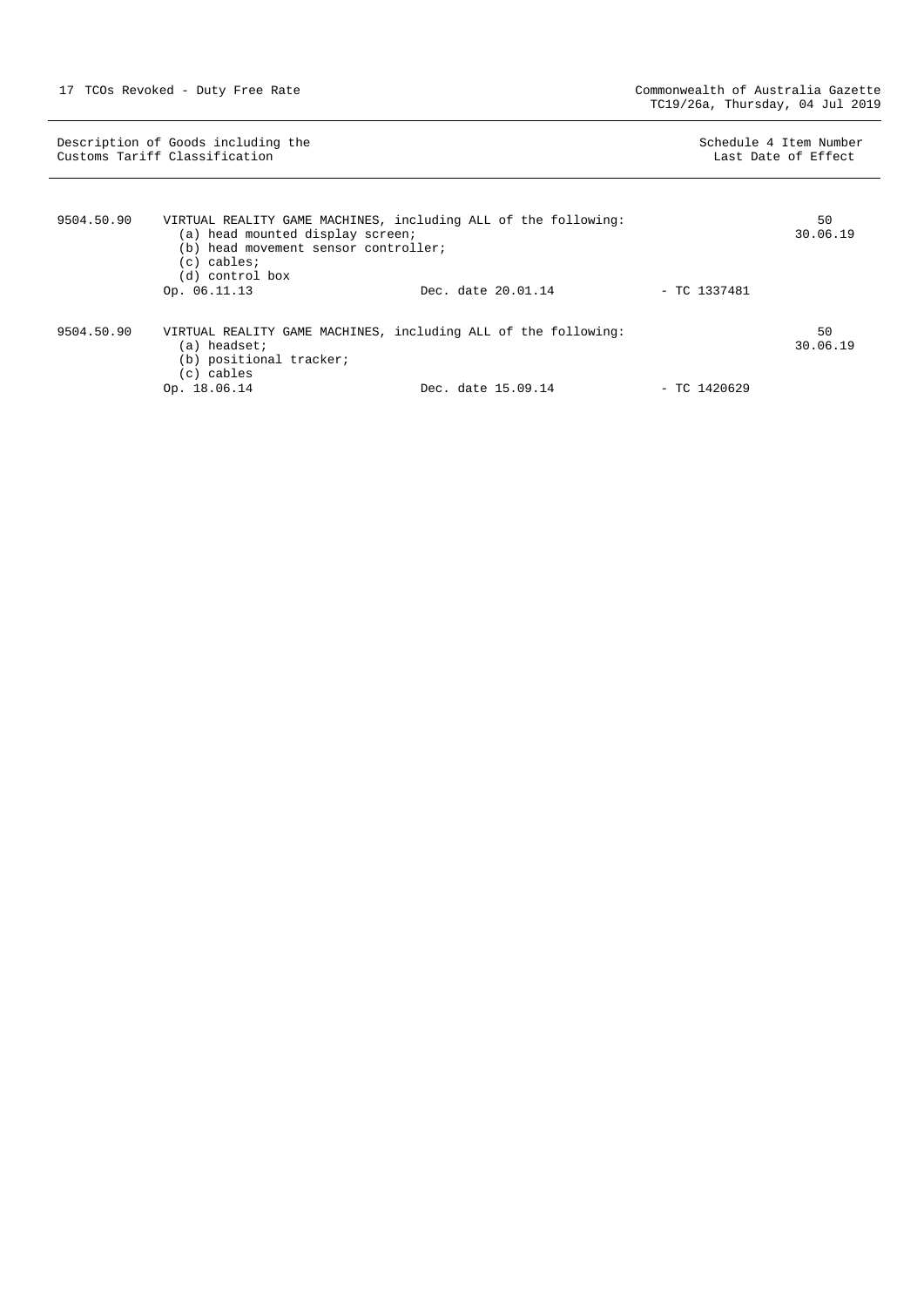| Description of Goods including the Customs Tariff Classification | | | Schedule 4 Item Number Last Date of Effect |
|---|---|---|---|
| 9504.50.90 | VIRTUAL REALITY GAME MACHINES, including ALL of the following: (a) head mounted display screen; (b) head movement sensor controller; (c) cables; (d) control box | | 50 30.06.19 |
| | Op. 06.11.13 | Dec. date 20.01.14 - TC 1337481 | |
| 9504.50.90 | VIRTUAL REALITY GAME MACHINES, including ALL of the following: (a) headset; (b) positional tracker; (c) cables | | 50 30.06.19 |
| | Op. 18.06.14 | Dec. date 15.09.14 - TC 1420629 | |